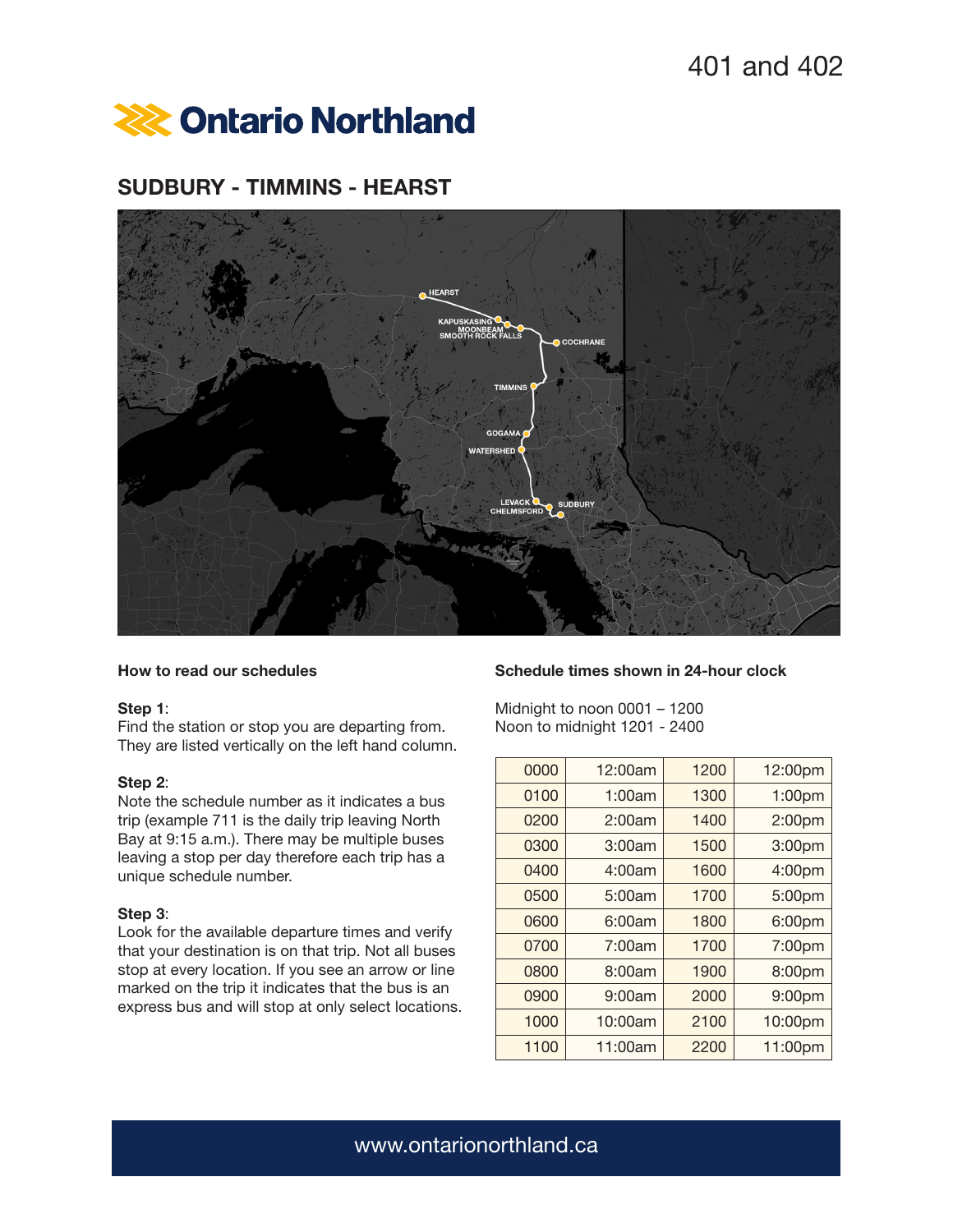401 and 402

Ontario Northland

## SUDBURY - TIMMINS - HEARST

HEARST
KAPUSKASING
MOONBEAM
SMOOTH ROCK FALLS
COCHRANE
TIMMINS
GOGAMA
WATERSHED
LEVACK
CHELMSFORD
SUDBURY

### How to read our schedules

**Step 1**:
Find the station or stop you are departing from. They are listed vertically on the left hand column.

**Step 2**:
Note the schedule number as it indicates a bus trip (example 711 is the daily trip leaving North Bay at 9:15 a.m.). There may be multiple buses leaving a stop per day therefore each trip has a unique schedule number.

**Step 3**:
Look for the available departure times and verify that your destination is on that trip. Not all buses stop at every location. If you see an arrow or line marked on the trip it indicates that the bus is an express bus and will stop at only select locations.

### Schedule times shown in 24-hour clock

Midnight to noon 0001 – 1200
Noon to midnight 1201 - 2400

| 0000 | 12:00am | 1200 | 12:00pm |
|---|---|---|---|
| 0100 | 1:00am | 1300 | 1:00pm |
| 0200 | 2:00am | 1400 | 2:00pm |
| 0300 | 3:00am | 1500 | 3:00pm |
| 0400 | 4:00am | 1600 | 4:00pm |
| 0500 | 5:00am | 1700 | 5:00pm |
| 0600 | 6:00am | 1800 | 6:00pm |
| 0700 | 7:00am | 1700 | 7:00pm |
| 0800 | 8:00am | 1900 | 8:00pm |
| 0900 | 9:00am | 2000 | 9:00pm |
| 1000 | 10:00am | 2100 | 10:00pm |
| 1100 | 11:00am | 2200 | 11:00pm |

www.ontarionorthland.ca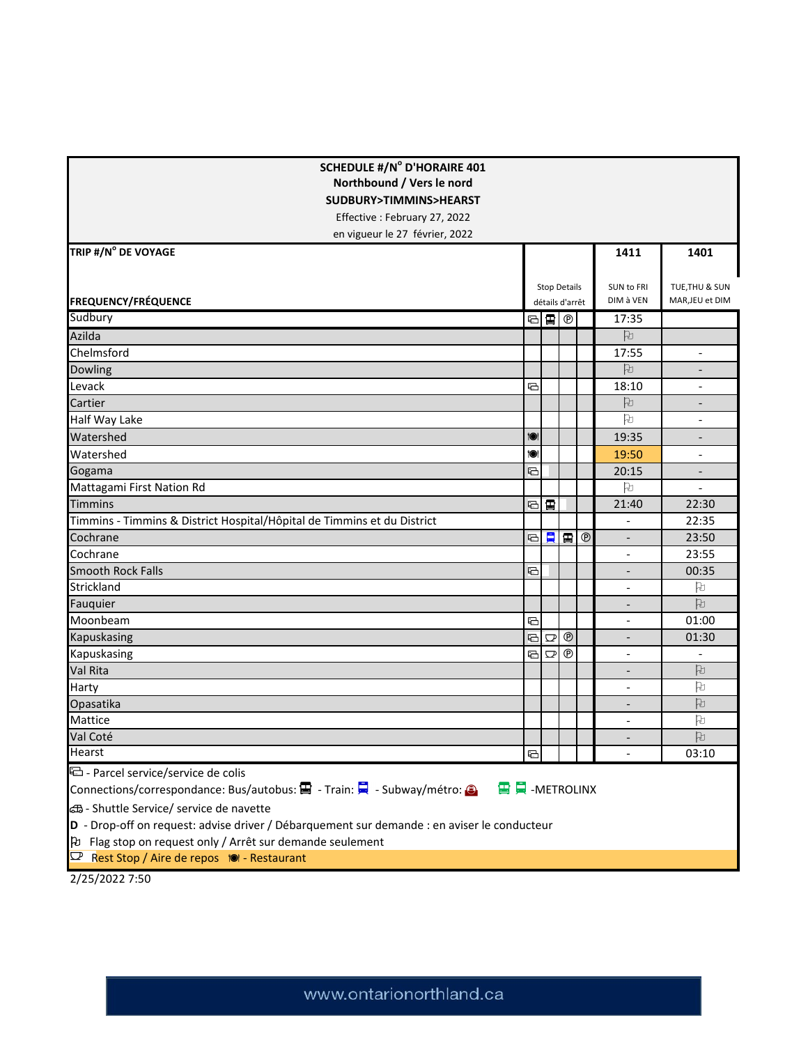**SCHEDULE #/N° D'HORAIRE 401**
**Northbound / Vers le nord**
**SUDBURY>TIMMINS>HEARST**
Effective : February 27, 2022
en vigueur le 27 février, 2022

| TRIP #/N° DE VOYAGE | Stop Details / détails d'arrêt | | | | 1411 | 1401 |
|---|---|---|---|---|---|---|
| FREQUENCY/FRÉQUENCE | | | | | SUN to FRI / DIM à VEN | TUE,THU & SUN / MAR,JEU et DIM |
| Sudbury | Parcel | Bus | P | | 17:35 | |
| Azilda | | | | | Flag | |
| Chelmsford | | | | | 17:55 | - |
| Dowling | | | | | Flag | - |
| Levack | Parcel | | | | 18:10 | - |
| Cartier | | | | | Flag | - |
| Half Way Lake | | | | | Flag | - |
| Watershed | Restaurant | | | | 19:35 | - |
| Watershed | Restaurant | | | | 19:50 | - |
| Gogama | Parcel | | | | 20:15 | - |
| Mattagami First Nation Rd | | | | | Flag | - |
| Timmins | Parcel | Bus | | | 21:40 | 22:30 |
| Timmins - Timmins & District Hospital/Hôpital de Timmins et du District | | | | | - | 22:35 |
| Cochrane | Parcel | Train | Bus | P | - | 23:50 |
| Cochrane | | | | | - | 23:55 |
| Smooth Rock Falls | Parcel | | | | - | 00:35 |
| Strickland | | | | | - | Flag |
| Fauquier | | | | | - | Flag |
| Moonbeam | Parcel | | | | - | 01:00 |
| Kapuskasing | Parcel | Rest Stop | P | | - | 01:30 |
| Kapuskasing | Parcel | Rest Stop | P | | - | - |
| Val Rita | | | | | - | Flag |
| Harty | | | | | - | Flag |
| Opasatika | | | | | - | Flag |
| Mattice | | | | | - | Flag |
| Val Coté | | | | | - | Flag |
| Hearst | Parcel | | | | - | 03:10 |

Parcel - Parcel service/service de colis
Connections/correspondance: Bus/autobus: Bus - Train: Train - Subway/métro: Subway - METROLINX
Shuttle - Shuttle Service/ service de navette
**D** - Drop-off on request: advise driver / Débarquement sur demande : en aviser le conducteur
Flag - Flag stop on request only / Arrêt sur demande seulement
Rest Stop / Aire de repos - Restaurant

2/25/2022 7:50

www.ontarionorthland.ca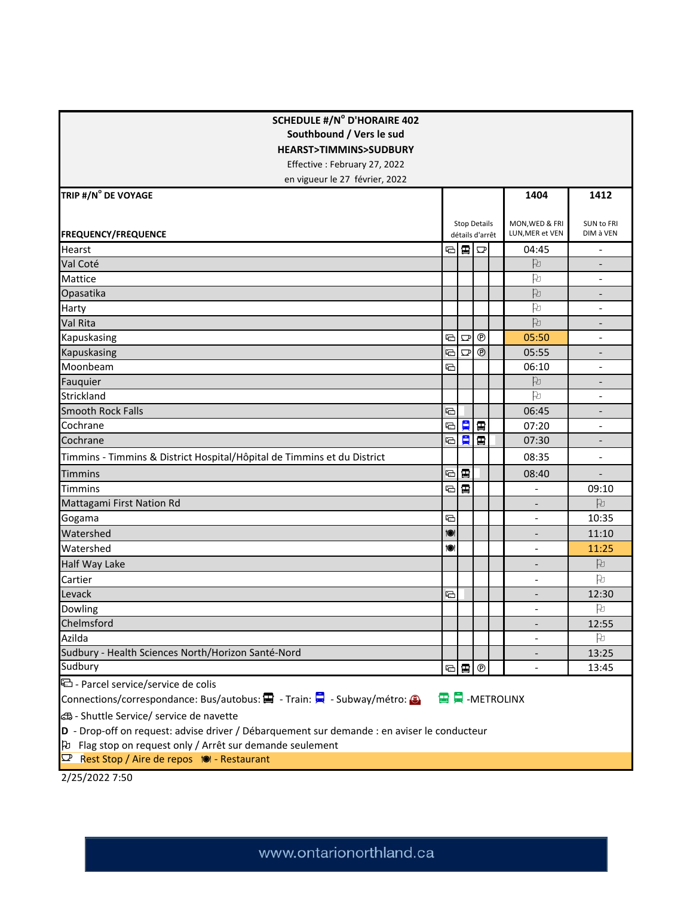**SCHEDULE #/N° D'HORAIRE 402**
**Southbound / Vers le sud**
**HEARST>TIMMINS>SUDBURY**
Effective : February 27, 2022
en vigueur le 27 février, 2022

| TRIP #/N° DE VOYAGE | | | | | 1404 | 1412 |
|---|---|---|---|---|---|---|
| **FREQUENCY/FREQUENCE** | Stop Details détails d'arrêt | | | | MON,WED & FRI LUN,MER et VEN | SUN to FRI DIM à VEN |
| Hearst | 📦 | 🚌 | ☕ | | 04:45 | - |
| Val Coté | | | | | 🏳 | - |
| Mattice | | | | | 🏳 | - |
| Opasatika | | | | | 🏳 | - |
| Harty | | | | | 🏳 | - |
| Val Rita | | | | | 🏳 | - |
| Kapuskasing | 📦 | ☕ | Ⓟ | | 05:50 | - |
| Kapuskasing | 📦 | ☕ | Ⓟ | | 05:55 | - |
| Moonbeam | 📦 | | | | 06:10 | - |
| Fauquier | | | | | 🏳 | - |
| Strickland | | | | | 🏳 | - |
| Smooth Rock Falls | 📦 | | | | 06:45 | - |
| Cochrane | 📦 | 🚆 | 🚌 | | 07:20 | - |
| Cochrane | 📦 | 🚆 | 🚌 | | 07:30 | - |
| Timmins - Timmins & District Hospital/Hôpital de Timmins et du District | | | | | 08:35 | - |
| Timmins | 📦 | 🚌 | | | 08:40 | - |
| Timmins | 📦 | 🚌 | | | - | 09:10 |
| Mattagami First Nation Rd | | | | | - | 🏳 |
| Gogama | 📦 | | | | - | 10:35 |
| Watershed | 🍽 | | | | - | 11:10 |
| Watershed | 🍽 | | | | - | 11:25 |
| Half Way Lake | | | | | - | 🏳 |
| Cartier | | | | | - | 🏳 |
| Levack | 📦 | | | | - | 12:30 |
| Dowling | | | | | - | 🏳 |
| Chelmsford | | | | | - | 12:55 |
| Azilda | | | | | - | 🏳 |
| Sudbury - Health Sciences North/Horizon Santé-Nord | | | | | - | 13:25 |
| Sudbury | 📦 | 🚌 | Ⓟ | | - | 13:45 |

📦 - Parcel service/service de colis
Connections/correspondance: Bus/autobus: 🚌 - Train: 🚆 - Subway/métro: 🚇 🚌 🚆 -METROLINX
🚐 - Shuttle Service/ service de navette
**D** - Drop-off on request: advise driver / Débarquement sur demande : en aviser le conducteur
🏳 Flag stop on request only / Arrêt sur demande seulement
☕ Rest Stop / Aire de repos 🍽 - Restaurant

2/25/2022 7:50

www.ontarionorthland.ca